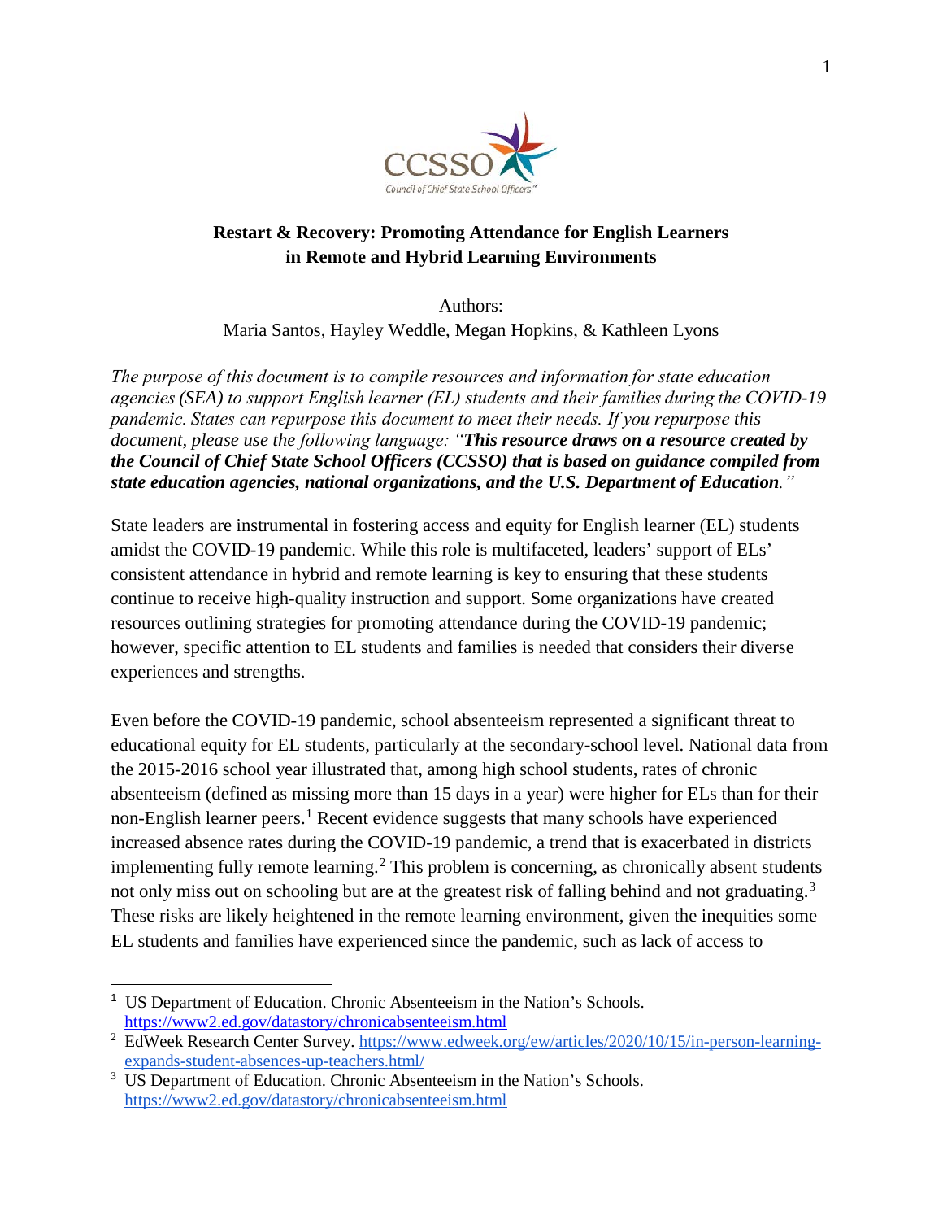# Restart & Recovery: Promoting Attendance for English Learners in Remote and Hybrid Learning Environments

Authors:
Maria Santos, Hayley Weddle, Megan Hopkins, & Kathleen Lyons

*The purpose of this document is to compile resources and information for state education agencies (SEA) to support English learner (EL) students and their families during the COVID-19 pandemic. States can repurpose this document to meet their needs. If you repurpose this document, please use the following language: "**This resource draws on a resource created by the Council of Chief State School Officers (CCSSO) that is based on guidance compiled from state education agencies, national organizations, and the U.S. Department of Education**."*

State leaders are instrumental in fostering access and equity for English learner (EL) students amidst the COVID-19 pandemic. While this role is multifaceted, leaders' support of ELs' consistent attendance in hybrid and remote learning is key to ensuring that these students continue to receive high-quality instruction and support. Some organizations have created resources outlining strategies for promoting attendance during the COVID-19 pandemic; however, specific attention to EL students and families is needed that considers their diverse experiences and strengths.

Even before the COVID-19 pandemic, school absenteeism represented a significant threat to educational equity for EL students, particularly at the secondary-school level. National data from the 2015-2016 school year illustrated that, among high school students, rates of chronic absenteeism (defined as missing more than 15 days in a year) were higher for ELs than for their non-English learner peers.[1] Recent evidence suggests that many schools have experienced increased absence rates during the COVID-19 pandemic, a trend that is exacerbated in districts implementing fully remote learning.[2] This problem is concerning, as chronically absent students not only miss out on schooling but are at the greatest risk of falling behind and not graduating.[3] These risks are likely heightened in the remote learning environment, given the inequities some EL students and families have experienced since the pandemic, such as lack of access to

[1] US Department of Education. Chronic Absenteeism in the Nation's Schools. https://www2.ed.gov/datastory/chronicabsenteeism.html

[2] EdWeek Research Center Survey. https://www.edweek.org/ew/articles/2020/10/15/in-person-learning-expands-student-absences-up-teachers.html/

[3] US Department of Education. Chronic Absenteeism in the Nation's Schools. https://www2.ed.gov/datastory/chronicabsenteeism.html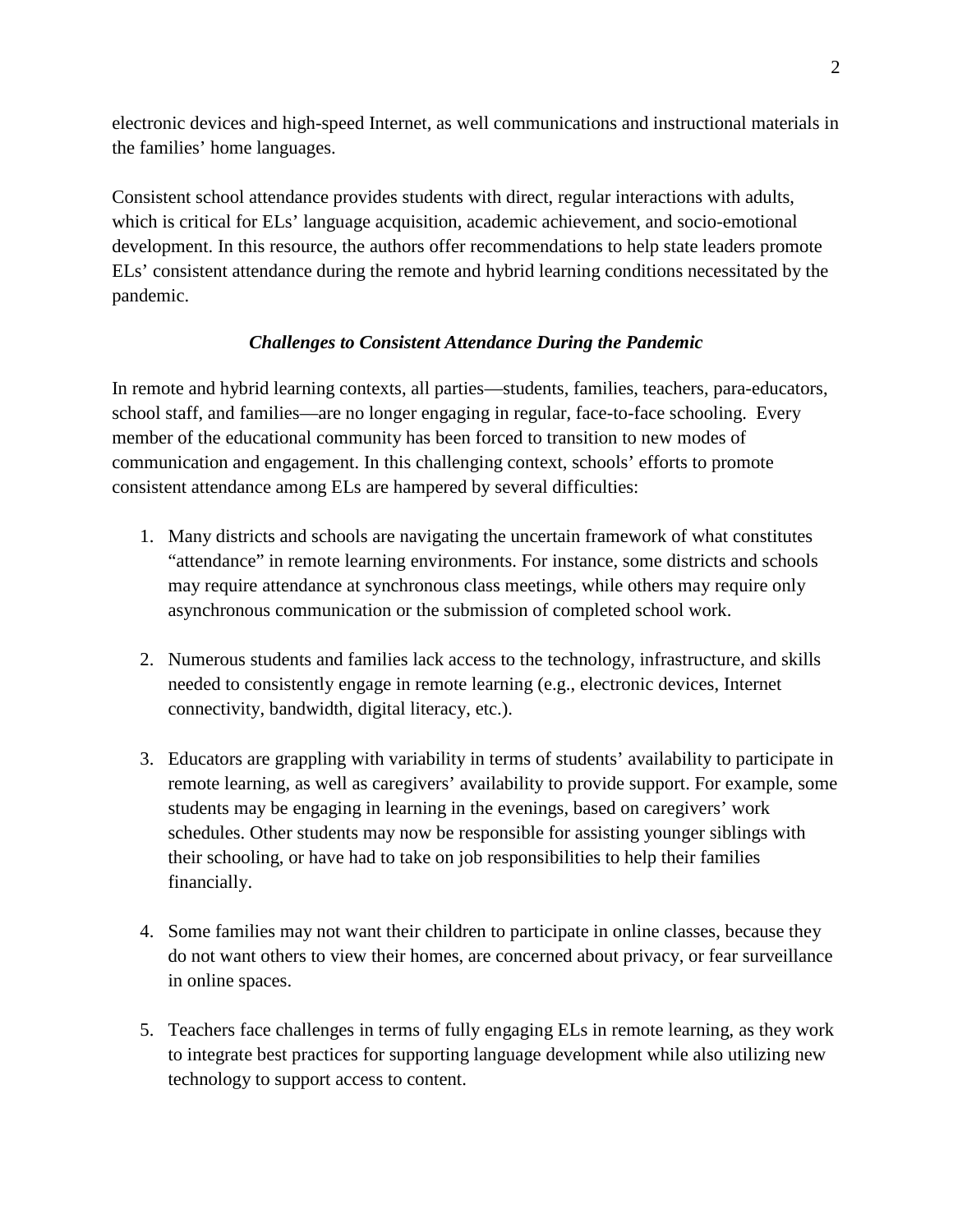electronic devices and high-speed Internet, as well communications and instructional materials in the families' home languages.

Consistent school attendance provides students with direct, regular interactions with adults, which is critical for ELs' language acquisition, academic achievement, and socio-emotional development. In this resource, the authors offer recommendations to help state leaders promote ELs' consistent attendance during the remote and hybrid learning conditions necessitated by the pandemic.

### *Challenges to Consistent Attendance During the Pandemic*

In remote and hybrid learning contexts, all parties—students, families, teachers, para-educators, school staff, and families—are no longer engaging in regular, face-to-face schooling. Every member of the educational community has been forced to transition to new modes of communication and engagement. In this challenging context, schools' efforts to promote consistent attendance among ELs are hampered by several difficulties:

1. Many districts and schools are navigating the uncertain framework of what constitutes "attendance" in remote learning environments. For instance, some districts and schools may require attendance at synchronous class meetings, while others may require only asynchronous communication or the submission of completed school work.

2. Numerous students and families lack access to the technology, infrastructure, and skills needed to consistently engage in remote learning (e.g., electronic devices, Internet connectivity, bandwidth, digital literacy, etc.).

3. Educators are grappling with variability in terms of students' availability to participate in remote learning, as well as caregivers' availability to provide support. For example, some students may be engaging in learning in the evenings, based on caregivers' work schedules. Other students may now be responsible for assisting younger siblings with their schooling, or have had to take on job responsibilities to help their families financially.

4. Some families may not want their children to participate in online classes, because they do not want others to view their homes, are concerned about privacy, or fear surveillance in online spaces.

5. Teachers face challenges in terms of fully engaging ELs in remote learning, as they work to integrate best practices for supporting language development while also utilizing new technology to support access to content.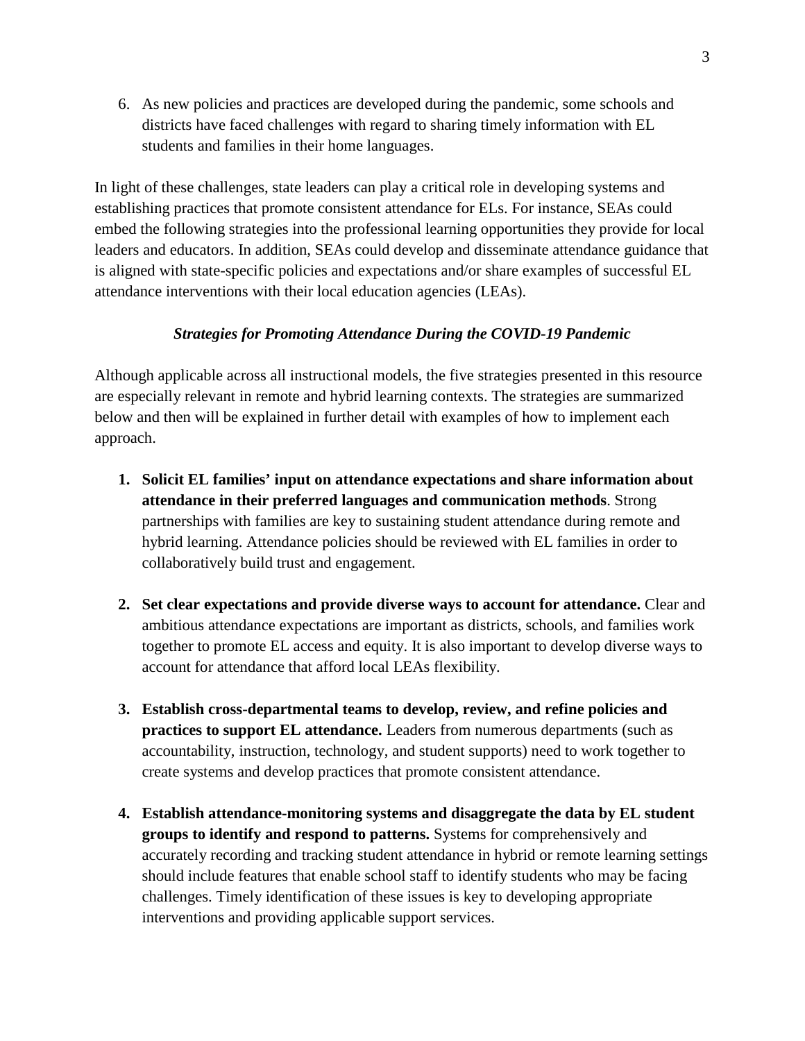6. As new policies and practices are developed during the pandemic, some schools and districts have faced challenges with regard to sharing timely information with EL students and families in their home languages.

In light of these challenges, state leaders can play a critical role in developing systems and establishing practices that promote consistent attendance for ELs. For instance, SEAs could embed the following strategies into the professional learning opportunities they provide for local leaders and educators. In addition, SEAs could develop and disseminate attendance guidance that is aligned with state-specific policies and expectations and/or share examples of successful EL attendance interventions with their local education agencies (LEAs).

### *Strategies for Promoting Attendance During the COVID-19 Pandemic*

Although applicable across all instructional models, the five strategies presented in this resource are especially relevant in remote and hybrid learning contexts. The strategies are summarized below and then will be explained in further detail with examples of how to implement each approach.

1. **Solicit EL families' input on attendance expectations and share information about attendance in their preferred languages and communication methods**. Strong partnerships with families are key to sustaining student attendance during remote and hybrid learning. Attendance policies should be reviewed with EL families in order to collaboratively build trust and engagement.

2. **Set clear expectations and provide diverse ways to account for attendance.** Clear and ambitious attendance expectations are important as districts, schools, and families work together to promote EL access and equity. It is also important to develop diverse ways to account for attendance that afford local LEAs flexibility.

3. **Establish cross-departmental teams to develop, review, and refine policies and practices to support EL attendance.** Leaders from numerous departments (such as accountability, instruction, technology, and student supports) need to work together to create systems and develop practices that promote consistent attendance.

4. **Establish attendance-monitoring systems and disaggregate the data by EL student groups to identify and respond to patterns.** Systems for comprehensively and accurately recording and tracking student attendance in hybrid or remote learning settings should include features that enable school staff to identify students who may be facing challenges. Timely identification of these issues is key to developing appropriate interventions and providing applicable support services.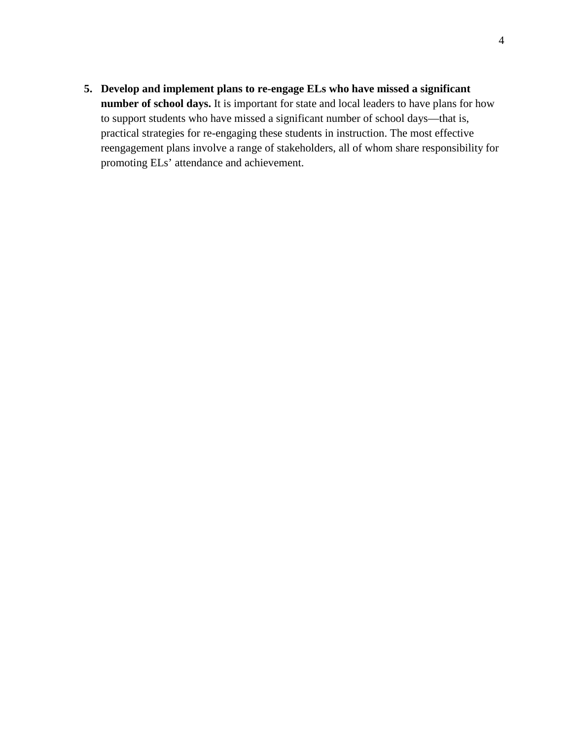5. **Develop and implement plans to re-engage ELs who have missed a significant number of school days.** It is important for state and local leaders to have plans for how to support students who have missed a significant number of school days—that is, practical strategies for re-engaging these students in instruction. The most effective reengagement plans involve a range of stakeholders, all of whom share responsibility for promoting ELs' attendance and achievement.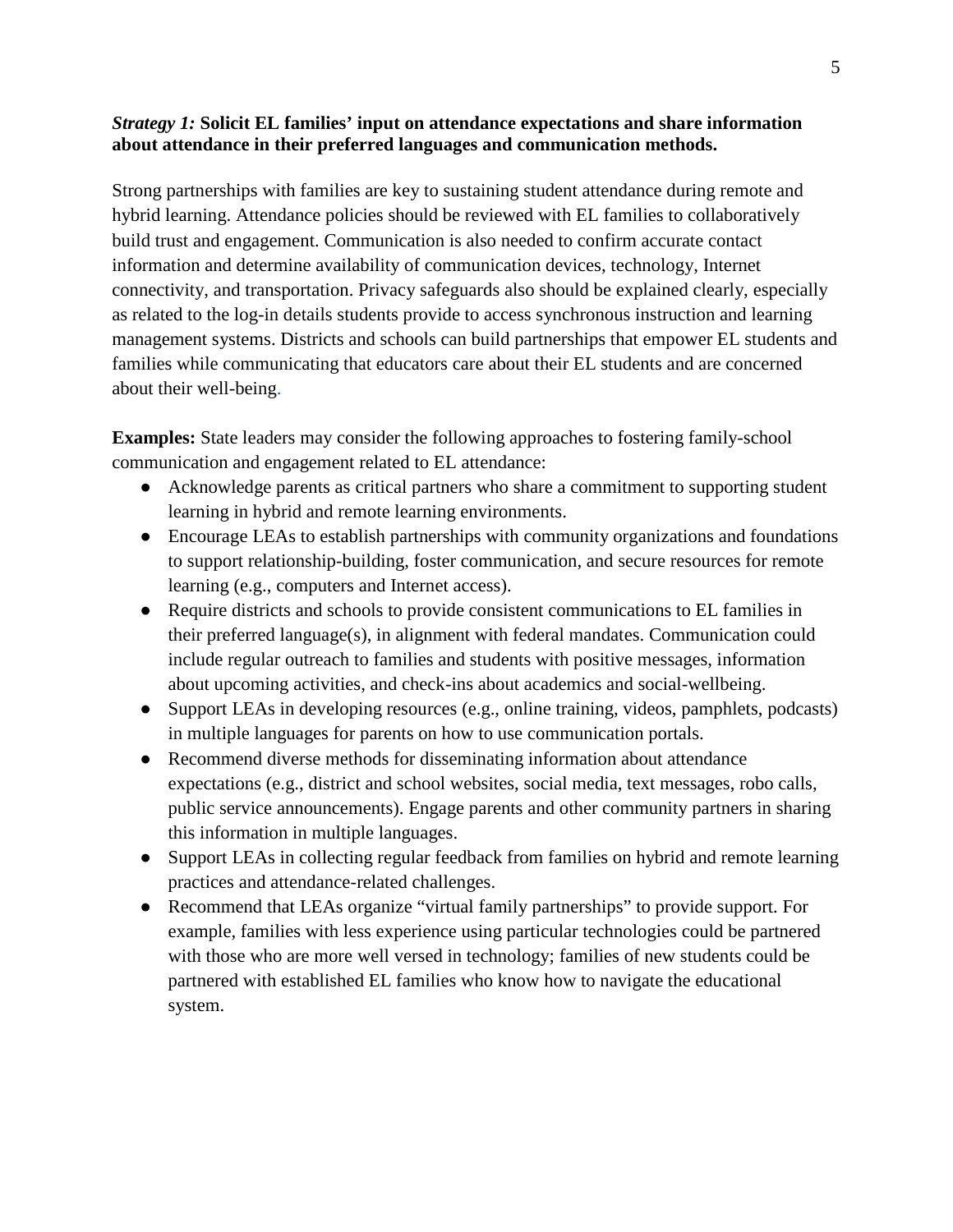***Strategy 1:*** **Solicit EL families' input on attendance expectations and share information about attendance in their preferred languages and communication methods.**

Strong partnerships with families are key to sustaining student attendance during remote and hybrid learning. Attendance policies should be reviewed with EL families to collaboratively build trust and engagement. Communication is also needed to confirm accurate contact information and determine availability of communication devices, technology, Internet connectivity, and transportation. Privacy safeguards also should be explained clearly, especially as related to the log-in details students provide to access synchronous instruction and learning management systems. Districts and schools can build partnerships that empower EL students and families while communicating that educators care about their EL students and are concerned about their well-being.

**Examples:** State leaders may consider the following approaches to fostering family-school communication and engagement related to EL attendance:

- Acknowledge parents as critical partners who share a commitment to supporting student learning in hybrid and remote learning environments.
- Encourage LEAs to establish partnerships with community organizations and foundations to support relationship-building, foster communication, and secure resources for remote learning (e.g., computers and Internet access).
- Require districts and schools to provide consistent communications to EL families in their preferred language(s), in alignment with federal mandates. Communication could include regular outreach to families and students with positive messages, information about upcoming activities, and check-ins about academics and social-wellbeing.
- Support LEAs in developing resources (e.g., online training, videos, pamphlets, podcasts) in multiple languages for parents on how to use communication portals.
- Recommend diverse methods for disseminating information about attendance expectations (e.g., district and school websites, social media, text messages, robo calls, public service announcements). Engage parents and other community partners in sharing this information in multiple languages.
- Support LEAs in collecting regular feedback from families on hybrid and remote learning practices and attendance-related challenges.
- Recommend that LEAs organize "virtual family partnerships" to provide support. For example, families with less experience using particular technologies could be partnered with those who are more well versed in technology; families of new students could be partnered with established EL families who know how to navigate the educational system.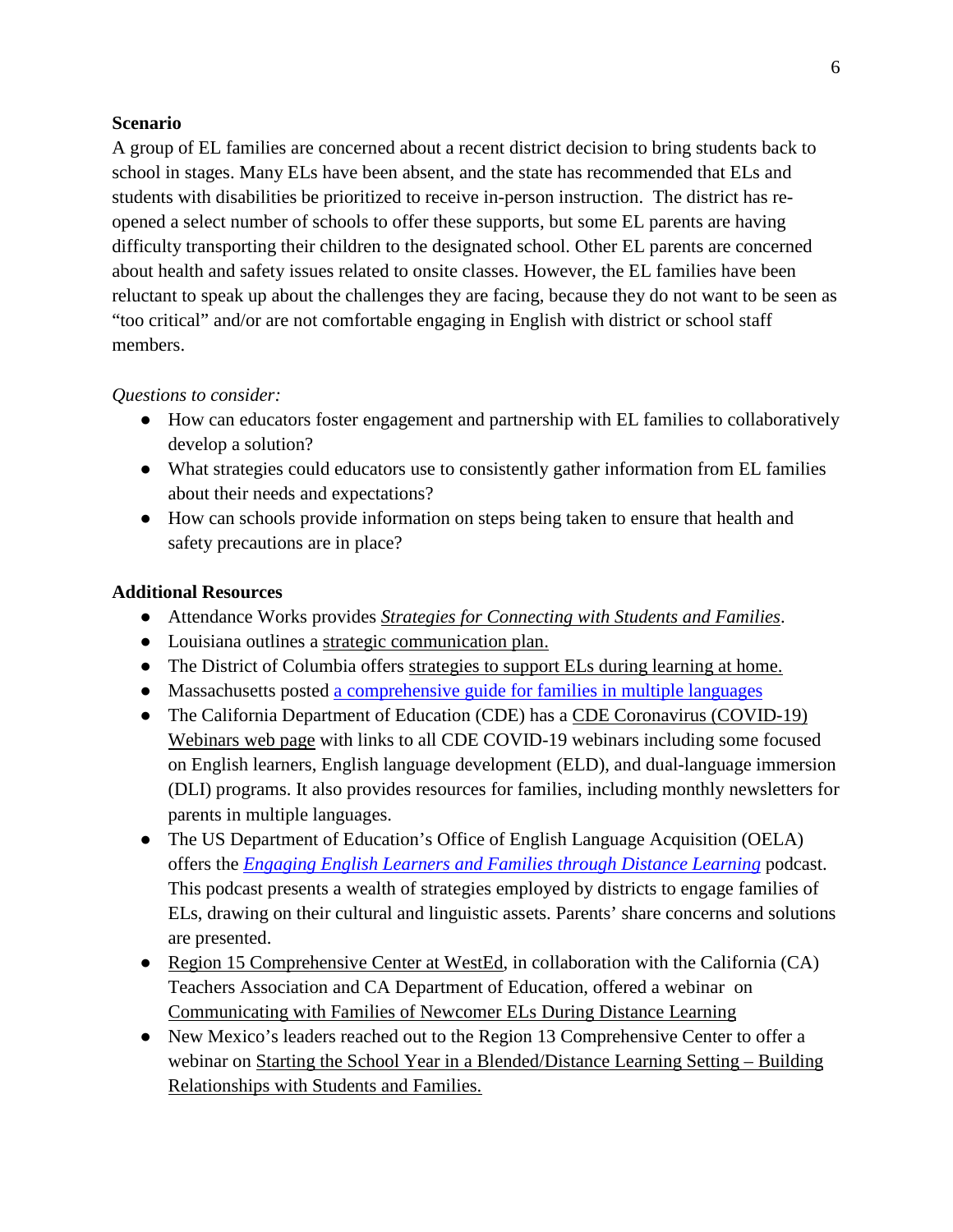**Scenario**

A group of EL families are concerned about a recent district decision to bring students back to school in stages. Many ELs have been absent, and the state has recommended that ELs and students with disabilities be prioritized to receive in-person instruction. The district has re-opened a select number of schools to offer these supports, but some EL parents are having difficulty transporting their children to the designated school. Other EL parents are concerned about health and safety issues related to onsite classes. However, the EL families have been reluctant to speak up about the challenges they are facing, because they do not want to be seen as "too critical" and/or are not comfortable engaging in English with district or school staff members.

*Questions to consider:*

- How can educators foster engagement and partnership with EL families to collaboratively develop a solution?
- What strategies could educators use to consistently gather information from EL families about their needs and expectations?
- How can schools provide information on steps being taken to ensure that health and safety precautions are in place?

**Additional Resources**

- Attendance Works provides *Strategies for Connecting with Students and Families*.
- Louisiana outlines a strategic communication plan.
- The District of Columbia offers strategies to support ELs during learning at home.
- Massachusetts posted a comprehensive guide for families in multiple languages
- The California Department of Education (CDE) has a CDE Coronavirus (COVID-19) Webinars web page with links to all CDE COVID-19 webinars including some focused on English learners, English language development (ELD), and dual-language immersion (DLI) programs. It also provides resources for families, including monthly newsletters for parents in multiple languages.
- The US Department of Education's Office of English Language Acquisition (OELA) offers the *Engaging English Learners and Families through Distance Learning* podcast. This podcast presents a wealth of strategies employed by districts to engage families of ELs, drawing on their cultural and linguistic assets. Parents' share concerns and solutions are presented.
- Region 15 Comprehensive Center at WestEd, in collaboration with the California (CA) Teachers Association and CA Department of Education, offered a webinar on Communicating with Families of Newcomer ELs During Distance Learning
- New Mexico's leaders reached out to the Region 13 Comprehensive Center to offer a webinar on Starting the School Year in a Blended/Distance Learning Setting – Building Relationships with Students and Families.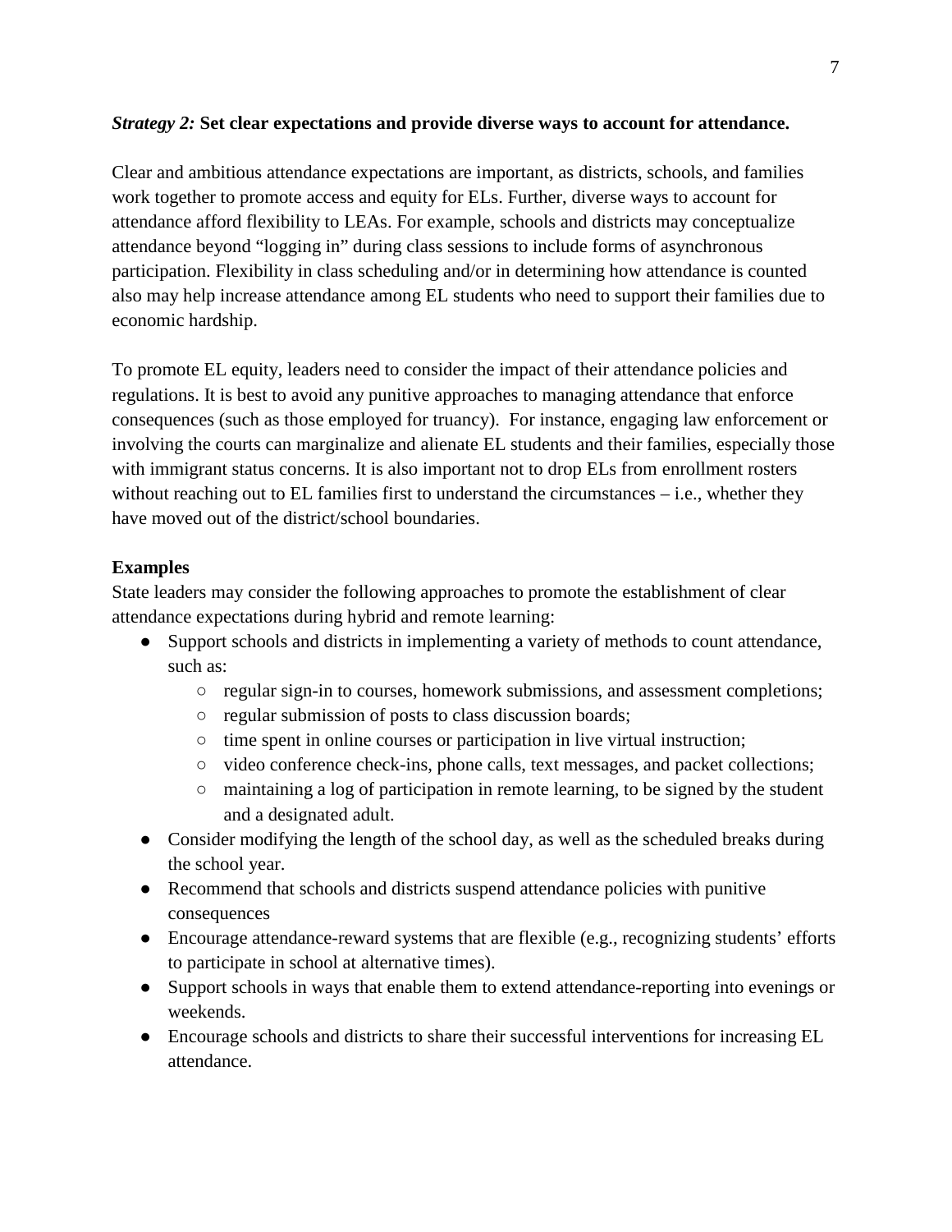***Strategy 2:* Set clear expectations and provide diverse ways to account for attendance.**

Clear and ambitious attendance expectations are important, as districts, schools, and families work together to promote access and equity for ELs. Further, diverse ways to account for attendance afford flexibility to LEAs. For example, schools and districts may conceptualize attendance beyond "logging in" during class sessions to include forms of asynchronous participation. Flexibility in class scheduling and/or in determining how attendance is counted also may help increase attendance among EL students who need to support their families due to economic hardship.

To promote EL equity, leaders need to consider the impact of their attendance policies and regulations. It is best to avoid any punitive approaches to managing attendance that enforce consequences (such as those employed for truancy). For instance, engaging law enforcement or involving the courts can marginalize and alienate EL students and their families, especially those with immigrant status concerns. It is also important not to drop ELs from enrollment rosters without reaching out to EL families first to understand the circumstances – i.e., whether they have moved out of the district/school boundaries.

**Examples**

State leaders may consider the following approaches to promote the establishment of clear attendance expectations during hybrid and remote learning:

- Support schools and districts in implementing a variety of methods to count attendance, such as:
  - regular sign-in to courses, homework submissions, and assessment completions;
  - regular submission of posts to class discussion boards;
  - time spent in online courses or participation in live virtual instruction;
  - video conference check-ins, phone calls, text messages, and packet collections;
  - maintaining a log of participation in remote learning, to be signed by the student and a designated adult.
- Consider modifying the length of the school day, as well as the scheduled breaks during the school year.
- Recommend that schools and districts suspend attendance policies with punitive consequences
- Encourage attendance-reward systems that are flexible (e.g., recognizing students' efforts to participate in school at alternative times).
- Support schools in ways that enable them to extend attendance-reporting into evenings or weekends.
- Encourage schools and districts to share their successful interventions for increasing EL attendance.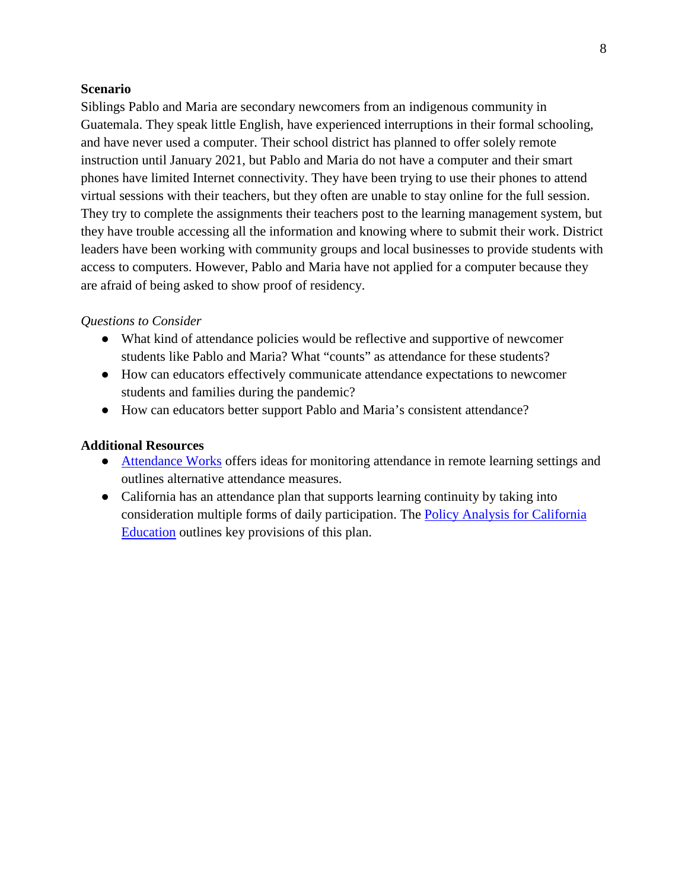**Scenario**

Siblings Pablo and Maria are secondary newcomers from an indigenous community in Guatemala. They speak little English, have experienced interruptions in their formal schooling, and have never used a computer. Their school district has planned to offer solely remote instruction until January 2021, but Pablo and Maria do not have a computer and their smart phones have limited Internet connectivity. They have been trying to use their phones to attend virtual sessions with their teachers, but they often are unable to stay online for the full session. They try to complete the assignments their teachers post to the learning management system, but they have trouble accessing all the information and knowing where to submit their work. District leaders have been working with community groups and local businesses to provide students with access to computers. However, Pablo and Maria have not applied for a computer because they are afraid of being asked to show proof of residency.

*Questions to Consider*

- What kind of attendance policies would be reflective and supportive of newcomer students like Pablo and Maria? What "counts" as attendance for these students?
- How can educators effectively communicate attendance expectations to newcomer students and families during the pandemic?
- How can educators better support Pablo and Maria's consistent attendance?

**Additional Resources**

- Attendance Works offers ideas for monitoring attendance in remote learning settings and outlines alternative attendance measures.
- California has an attendance plan that supports learning continuity by taking into consideration multiple forms of daily participation. The Policy Analysis for California Education outlines key provisions of this plan.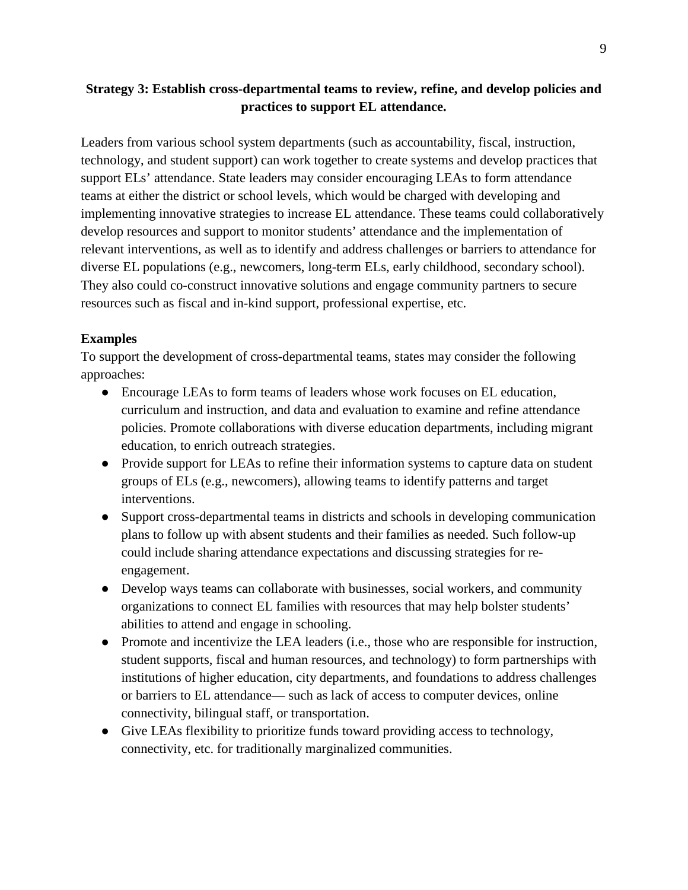**Strategy 3: Establish cross-departmental teams to review, refine, and develop policies and practices to support EL attendance.**

Leaders from various school system departments (such as accountability, fiscal, instruction, technology, and student support) can work together to create systems and develop practices that support ELs' attendance. State leaders may consider encouraging LEAs to form attendance teams at either the district or school levels, which would be charged with developing and implementing innovative strategies to increase EL attendance. These teams could collaboratively develop resources and support to monitor students' attendance and the implementation of relevant interventions, as well as to identify and address challenges or barriers to attendance for diverse EL populations (e.g., newcomers, long-term ELs, early childhood, secondary school). They also could co-construct innovative solutions and engage community partners to secure resources such as fiscal and in-kind support, professional expertise, etc.

**Examples**

To support the development of cross-departmental teams, states may consider the following approaches:

- Encourage LEAs to form teams of leaders whose work focuses on EL education, curriculum and instruction, and data and evaluation to examine and refine attendance policies. Promote collaborations with diverse education departments, including migrant education, to enrich outreach strategies.
- Provide support for LEAs to refine their information systems to capture data on student groups of ELs (e.g., newcomers), allowing teams to identify patterns and target interventions.
- Support cross-departmental teams in districts and schools in developing communication plans to follow up with absent students and their families as needed. Such follow-up could include sharing attendance expectations and discussing strategies for re-engagement.
- Develop ways teams can collaborate with businesses, social workers, and community organizations to connect EL families with resources that may help bolster students' abilities to attend and engage in schooling.
- Promote and incentivize the LEA leaders (i.e., those who are responsible for instruction, student supports, fiscal and human resources, and technology) to form partnerships with institutions of higher education, city departments, and foundations to address challenges or barriers to EL attendance— such as lack of access to computer devices, online connectivity, bilingual staff, or transportation.
- Give LEAs flexibility to prioritize funds toward providing access to technology, connectivity, etc. for traditionally marginalized communities.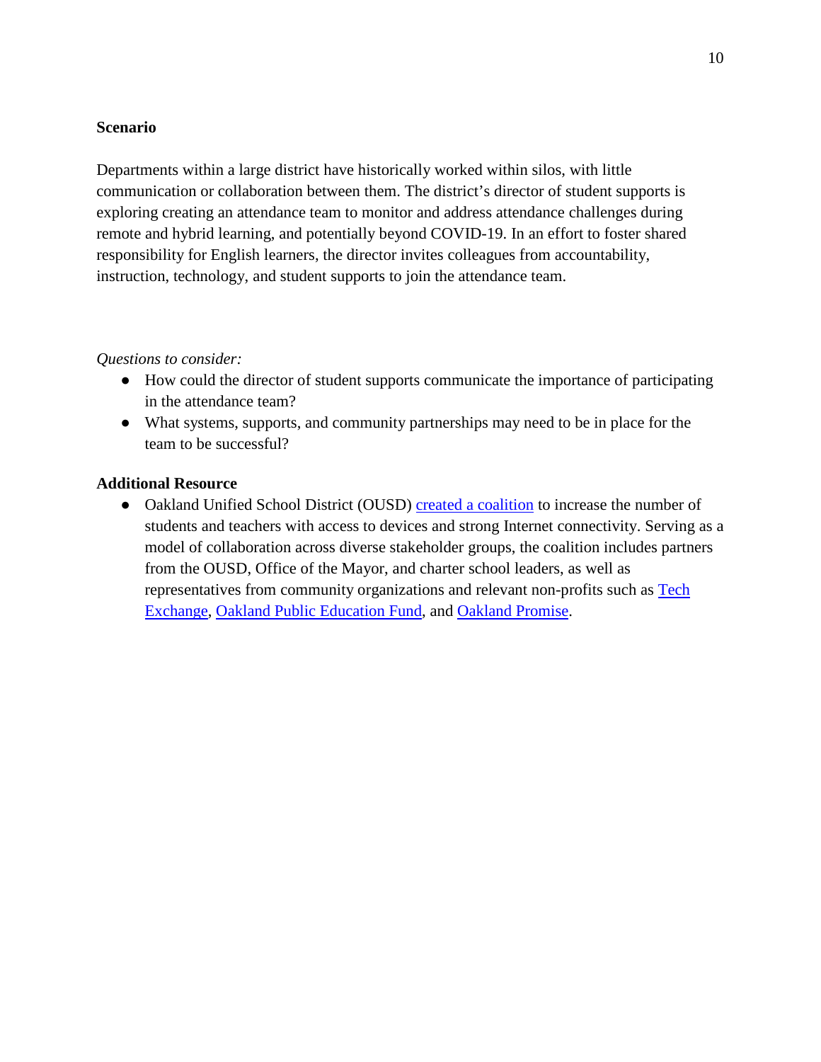**Scenario**

Departments within a large district have historically worked within silos, with little communication or collaboration between them. The district's director of student supports is exploring creating an attendance team to monitor and address attendance challenges during remote and hybrid learning, and potentially beyond COVID-19. In an effort to foster shared responsibility for English learners, the director invites colleagues from accountability, instruction, technology, and student supports to join the attendance team.

*Questions to consider:*

- How could the director of student supports communicate the importance of participating in the attendance team?
- What systems, supports, and community partnerships may need to be in place for the team to be successful?

**Additional Resource**

- Oakland Unified School District (OUSD) created a coalition to increase the number of students and teachers with access to devices and strong Internet connectivity. Serving as a model of collaboration across diverse stakeholder groups, the coalition includes partners from the OUSD, Office of the Mayor, and charter school leaders, as well as representatives from community organizations and relevant non-profits such as Tech Exchange, Oakland Public Education Fund, and Oakland Promise.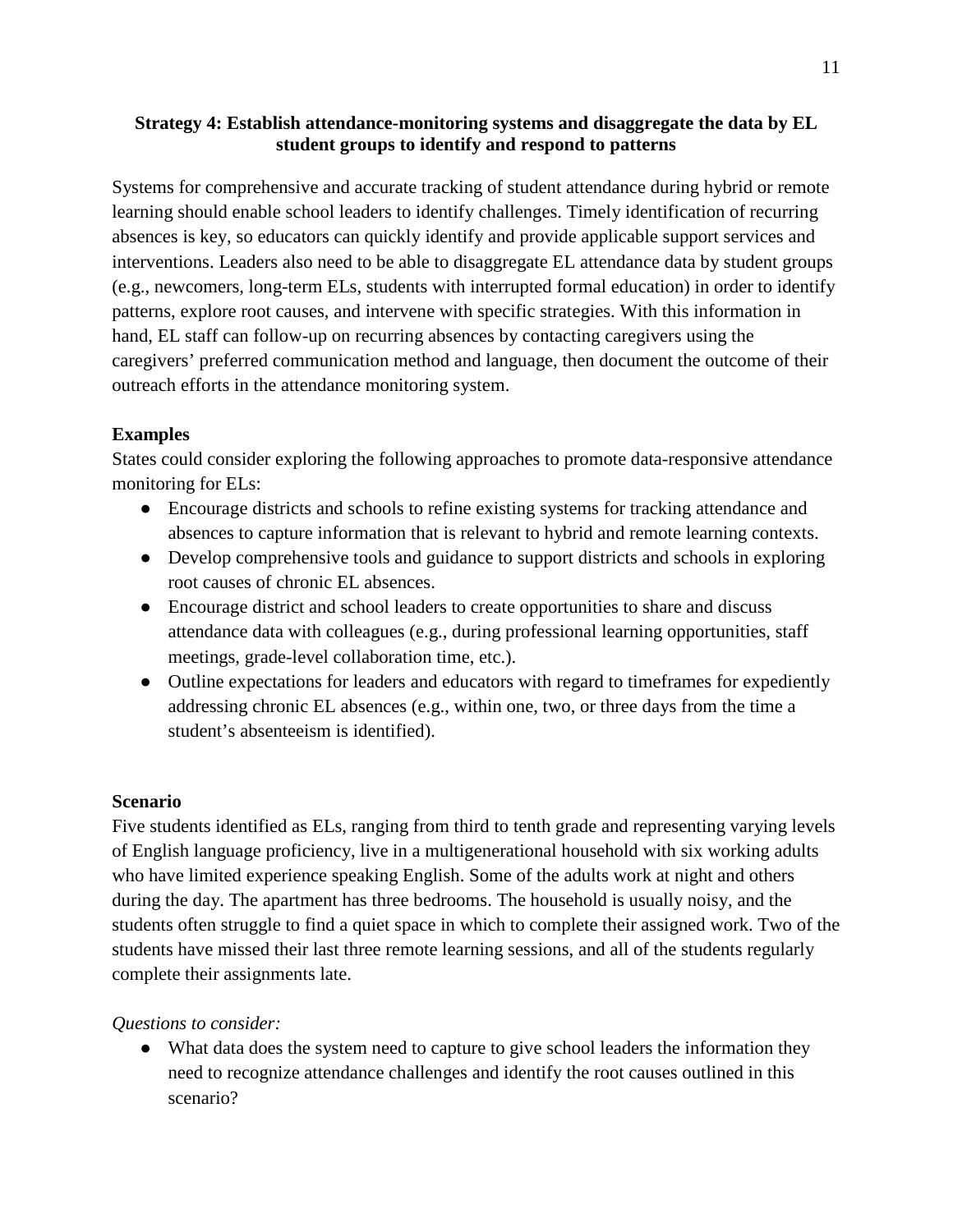### Strategy 4: Establish attendance-monitoring systems and disaggregate the data by EL student groups to identify and respond to patterns

Systems for comprehensive and accurate tracking of student attendance during hybrid or remote learning should enable school leaders to identify challenges. Timely identification of recurring absences is key, so educators can quickly identify and provide applicable support services and interventions. Leaders also need to be able to disaggregate EL attendance data by student groups (e.g., newcomers, long-term ELs, students with interrupted formal education) in order to identify patterns, explore root causes, and intervene with specific strategies. With this information in hand, EL staff can follow-up on recurring absences by contacting caregivers using the caregivers' preferred communication method and language, then document the outcome of their outreach efforts in the attendance monitoring system.

**Examples**

States could consider exploring the following approaches to promote data-responsive attendance monitoring for ELs:

- Encourage districts and schools to refine existing systems for tracking attendance and absences to capture information that is relevant to hybrid and remote learning contexts.
- Develop comprehensive tools and guidance to support districts and schools in exploring root causes of chronic EL absences.
- Encourage district and school leaders to create opportunities to share and discuss attendance data with colleagues (e.g., during professional learning opportunities, staff meetings, grade-level collaboration time, etc.).
- Outline expectations for leaders and educators with regard to timeframes for expediently addressing chronic EL absences (e.g., within one, two, or three days from the time a student's absenteeism is identified).

**Scenario**

Five students identified as ELs, ranging from third to tenth grade and representing varying levels of English language proficiency, live in a multigenerational household with six working adults who have limited experience speaking English. Some of the adults work at night and others during the day. The apartment has three bedrooms. The household is usually noisy, and the students often struggle to find a quiet space in which to complete their assigned work. Two of the students have missed their last three remote learning sessions, and all of the students regularly complete their assignments late.

*Questions to consider:*

- What data does the system need to capture to give school leaders the information they need to recognize attendance challenges and identify the root causes outlined in this scenario?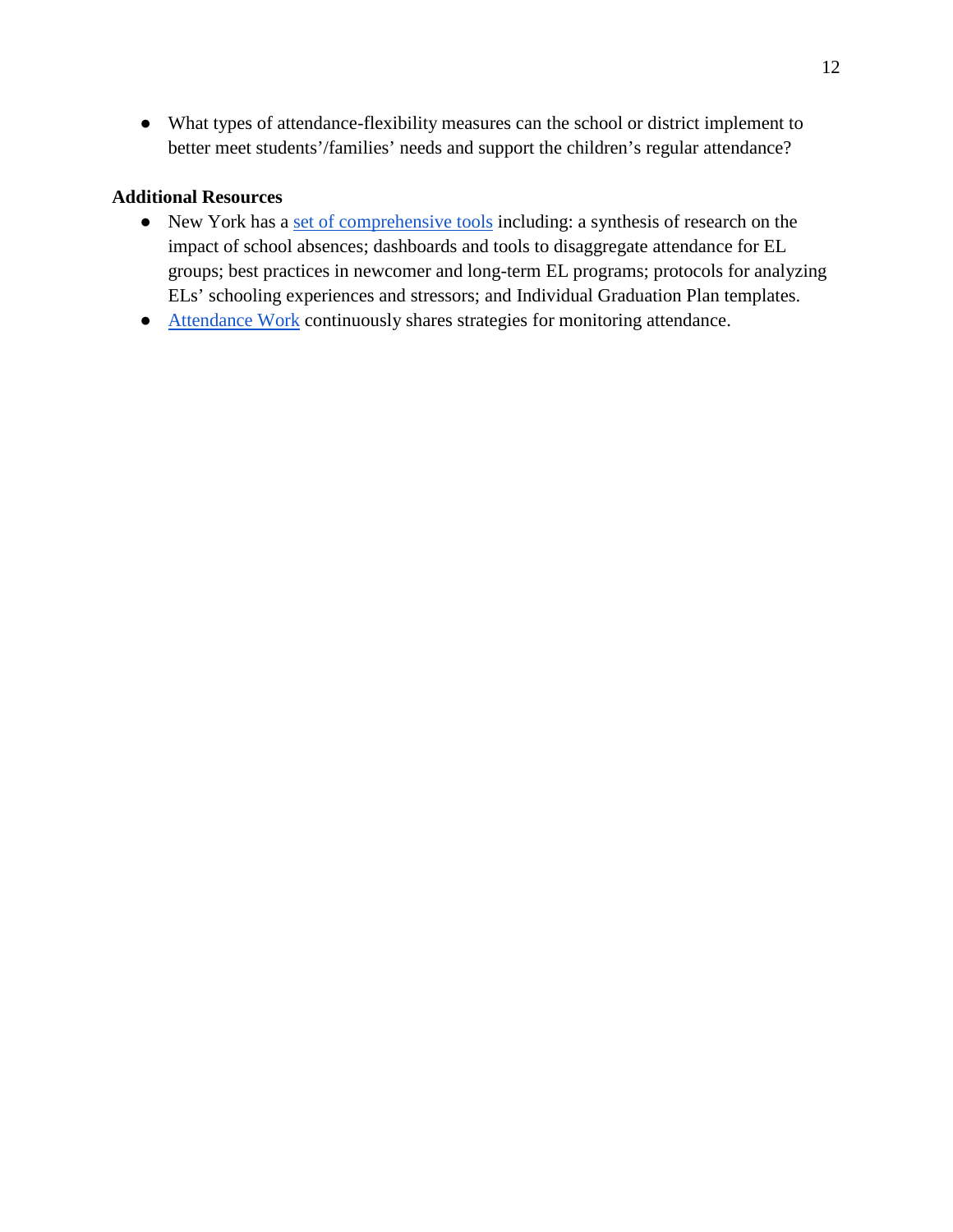- What types of attendance-flexibility measures can the school or district implement to better meet students'/families' needs and support the children's regular attendance?

**Additional Resources**

- New York has a set of comprehensive tools including: a synthesis of research on the impact of school absences; dashboards and tools to disaggregate attendance for EL groups; best practices in newcomer and long-term EL programs; protocols for analyzing ELs' schooling experiences and stressors; and Individual Graduation Plan templates.
- Attendance Work continuously shares strategies for monitoring attendance.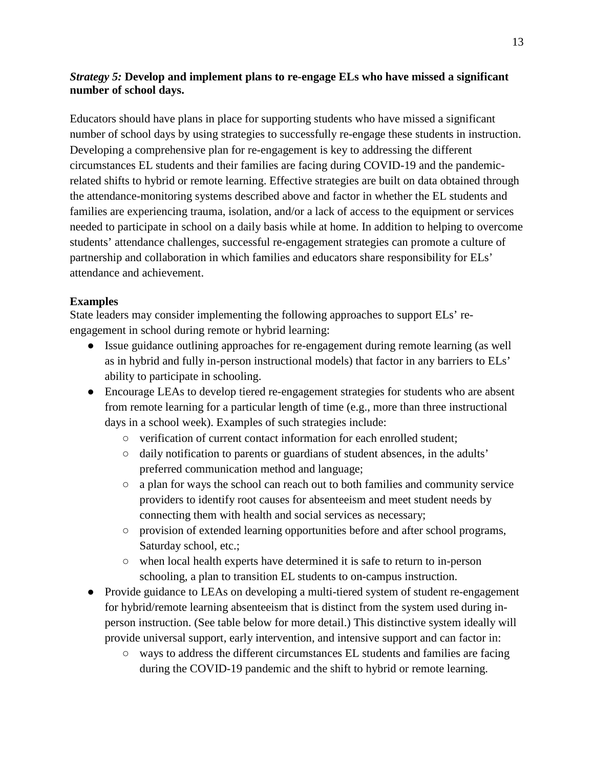***Strategy 5:*** **Develop and implement plans to re-engage ELs who have missed a significant number of school days.**

Educators should have plans in place for supporting students who have missed a significant number of school days by using strategies to successfully re-engage these students in instruction. Developing a comprehensive plan for re-engagement is key to addressing the different circumstances EL students and their families are facing during COVID-19 and the pandemic-related shifts to hybrid or remote learning. Effective strategies are built on data obtained through the attendance-monitoring systems described above and factor in whether the EL students and families are experiencing trauma, isolation, and/or a lack of access to the equipment or services needed to participate in school on a daily basis while at home. In addition to helping to overcome students' attendance challenges, successful re-engagement strategies can promote a culture of partnership and collaboration in which families and educators share responsibility for ELs' attendance and achievement.

**Examples**

State leaders may consider implementing the following approaches to support ELs' re-engagement in school during remote or hybrid learning:

- Issue guidance outlining approaches for re-engagement during remote learning (as well as in hybrid and fully in-person instructional models) that factor in any barriers to ELs' ability to participate in schooling.
- Encourage LEAs to develop tiered re-engagement strategies for students who are absent from remote learning for a particular length of time (e.g., more than three instructional days in a school week). Examples of such strategies include:
  - verification of current contact information for each enrolled student;
  - daily notification to parents or guardians of student absences, in the adults' preferred communication method and language;
  - a plan for ways the school can reach out to both families and community service providers to identify root causes for absenteeism and meet student needs by connecting them with health and social services as necessary;
  - provision of extended learning opportunities before and after school programs, Saturday school, etc.;
  - when local health experts have determined it is safe to return to in-person schooling, a plan to transition EL students to on-campus instruction.
- Provide guidance to LEAs on developing a multi-tiered system of student re-engagement for hybrid/remote learning absenteeism that is distinct from the system used during in-person instruction. (See table below for more detail.) This distinctive system ideally will provide universal support, early intervention, and intensive support and can factor in:
  - ways to address the different circumstances EL students and families are facing during the COVID-19 pandemic and the shift to hybrid or remote learning.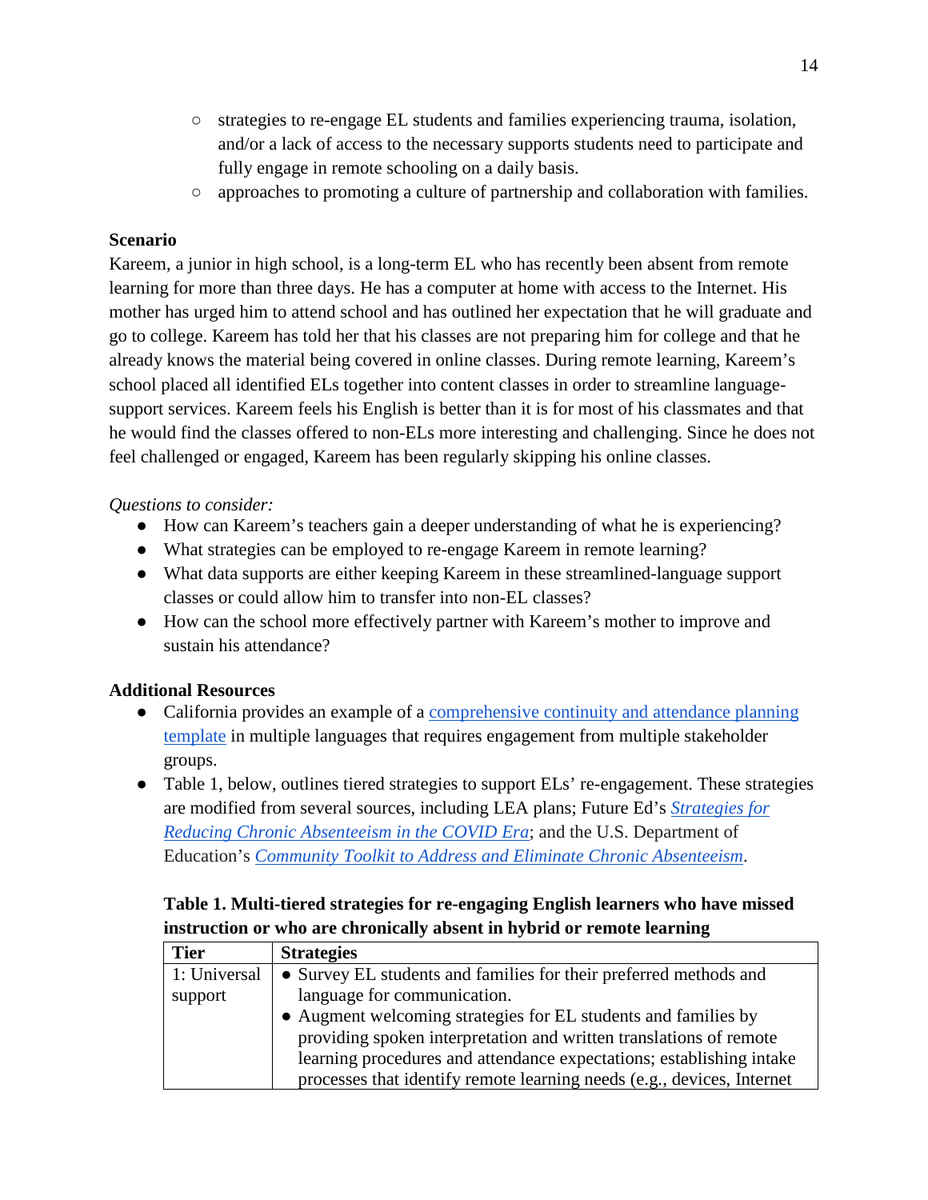- strategies to re-engage EL students and families experiencing trauma, isolation, and/or a lack of access to the necessary supports students need to participate and fully engage in remote schooling on a daily basis.
  - approaches to promoting a culture of partnership and collaboration with families.

**Scenario**

Kareem, a junior in high school, is a long-term EL who has recently been absent from remote learning for more than three days. He has a computer at home with access to the Internet. His mother has urged him to attend school and has outlined her expectation that he will graduate and go to college. Kareem has told her that his classes are not preparing him for college and that he already knows the material being covered in online classes. During remote learning, Kareem's school placed all identified ELs together into content classes in order to streamline language-support services. Kareem feels his English is better than it is for most of his classmates and that he would find the classes offered to non-ELs more interesting and challenging. Since he does not feel challenged or engaged, Kareem has been regularly skipping his online classes.

*Questions to consider:*

- How can Kareem's teachers gain a deeper understanding of what he is experiencing?
- What strategies can be employed to re-engage Kareem in remote learning?
- What data supports are either keeping Kareem in these streamlined-language support classes or could allow him to transfer into non-EL classes?
- How can the school more effectively partner with Kareem's mother to improve and sustain his attendance?

**Additional Resources**

- California provides an example of a comprehensive continuity and attendance planning template in multiple languages that requires engagement from multiple stakeholder groups.
- Table 1, below, outlines tiered strategies to support ELs' re-engagement. These strategies are modified from several sources, including LEA plans; Future Ed's *Strategies for Reducing Chronic Absenteeism in the COVID Era*; and the U.S. Department of Education's *Community Toolkit to Address and Eliminate Chronic Absenteeism*.

**Table 1. Multi-tiered strategies for re-engaging English learners who have missed instruction or who are chronically absent in hybrid or remote learning**

| Tier | Strategies |
|---|---|
| 1: Universal support | • Survey EL students and families for their preferred methods and language for communication.<br>• Augment welcoming strategies for EL students and families by providing spoken interpretation and written translations of remote learning procedures and attendance expectations; establishing intake processes that identify remote learning needs (e.g., devices, Internet |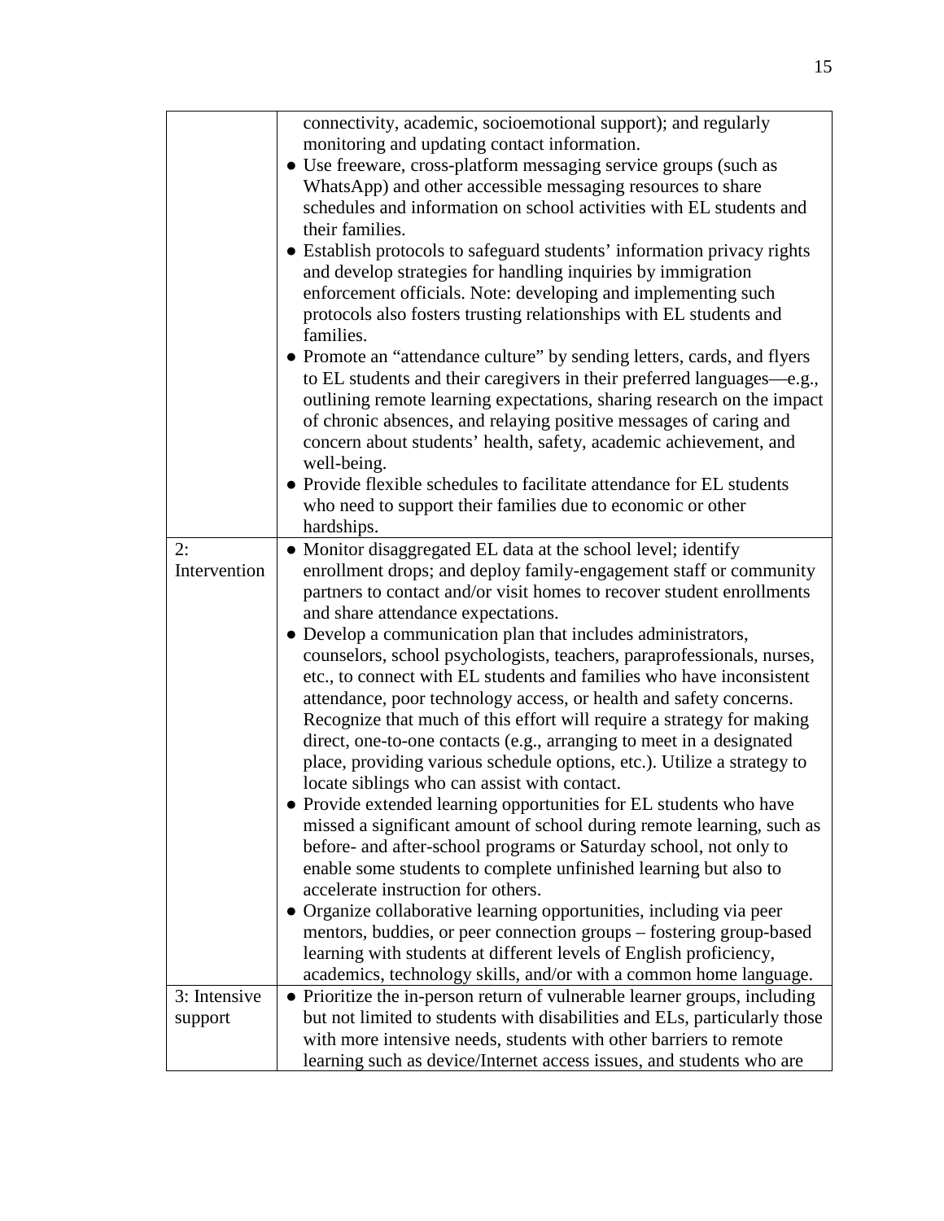| | |
|---|---|
| | connectivity, academic, socioemotional support); and regularly monitoring and updating contact information.<br>• Use freeware, cross-platform messaging service groups (such as WhatsApp) and other accessible messaging resources to share schedules and information on school activities with EL students and their families.<br>• Establish protocols to safeguard students' information privacy rights and develop strategies for handling inquiries by immigration enforcement officials. Note: developing and implementing such protocols also fosters trusting relationships with EL students and families.<br>• Promote an "attendance culture" by sending letters, cards, and flyers to EL students and their caregivers in their preferred languages—e.g., outlining remote learning expectations, sharing research on the impact of chronic absences, and relaying positive messages of caring and concern about students' health, safety, academic achievement, and well-being.<br>• Provide flexible schedules to facilitate attendance for EL students who need to support their families due to economic or other hardships. |
| 2: Intervention | • Monitor disaggregated EL data at the school level; identify enrollment drops; and deploy family-engagement staff or community partners to contact and/or visit homes to recover student enrollments and share attendance expectations.<br>• Develop a communication plan that includes administrators, counselors, school psychologists, teachers, paraprofessionals, nurses, etc., to connect with EL students and families who have inconsistent attendance, poor technology access, or health and safety concerns. Recognize that much of this effort will require a strategy for making direct, one-to-one contacts (e.g., arranging to meet in a designated place, providing various schedule options, etc.). Utilize a strategy to locate siblings who can assist with contact.<br>• Provide extended learning opportunities for EL students who have missed a significant amount of school during remote learning, such as before- and after-school programs or Saturday school, not only to enable some students to complete unfinished learning but also to accelerate instruction for others.<br>• Organize collaborative learning opportunities, including via peer mentors, buddies, or peer connection groups – fostering group-based learning with students at different levels of English proficiency, academics, technology skills, and/or with a common home language. |
| 3: Intensive support | • Prioritize the in-person return of vulnerable learner groups, including but not limited to students with disabilities and ELs, particularly those with more intensive needs, students with other barriers to remote learning such as device/Internet access issues, and students who are |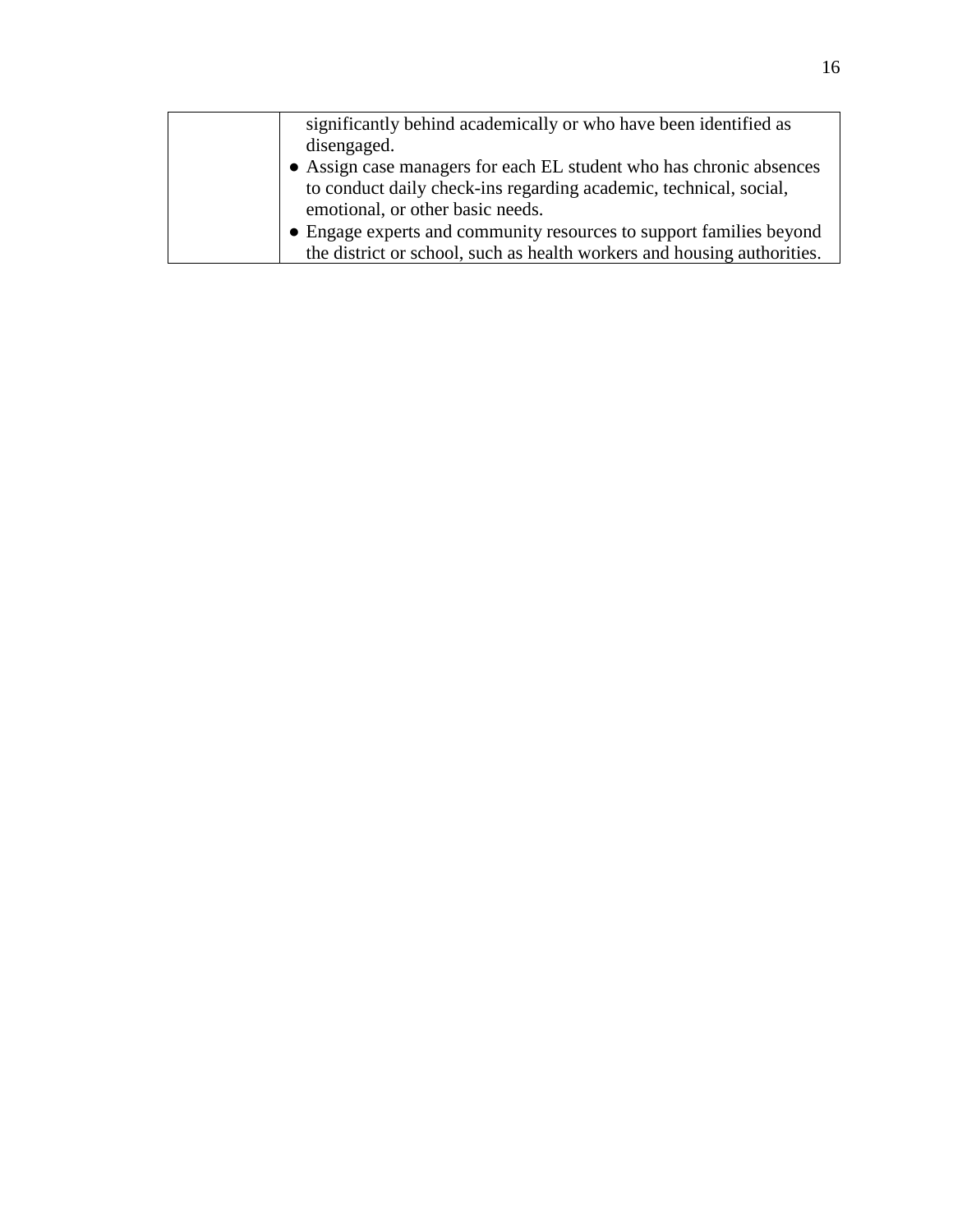| | |
|---|---|
| | significantly behind academically or who have been identified as disengaged. <br>• Assign case managers for each EL student who has chronic absences to conduct daily check-ins regarding academic, technical, social, emotional, or other basic needs. <br>• Engage experts and community resources to support families beyond the district or school, such as health workers and housing authorities. |